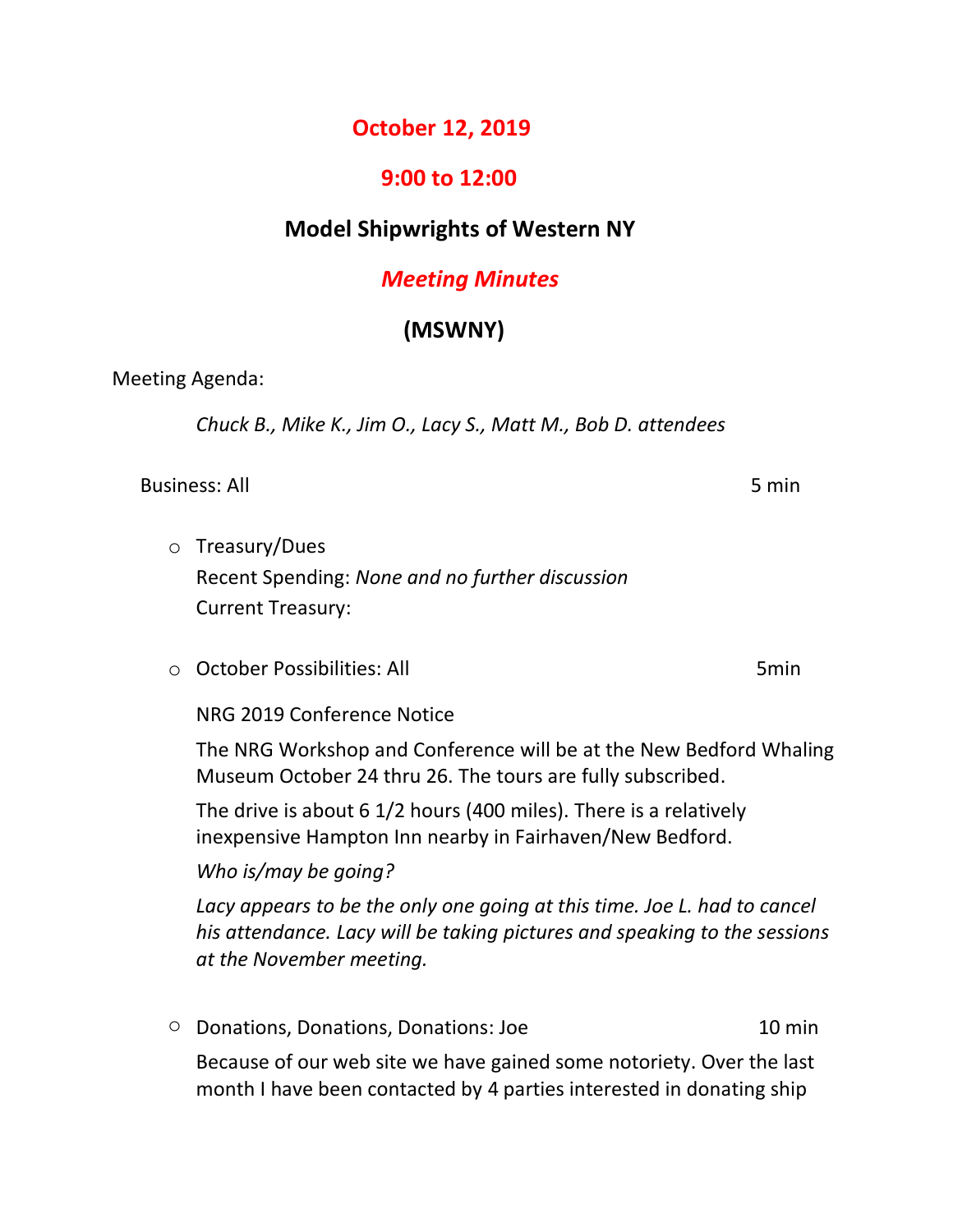# October 12, 2019

## 9:00 to 12:00

## Model Shipwrights of Western NY

## *Meeting Minutes*

## (MSWNY)

Meeting Agenda:

*Chuck B., Mike K., Jim O., Lacy S., Matt M., Bob D. attendees*

Business: All 5 min

- Treasury/Dues
  Recent Spending: *None and no further discussion*
  Current Treasury:

- October Possibilities: All 5min

  NRG 2019 Conference Notice

  The NRG Workshop and Conference will be at the New Bedford Whaling Museum October 24 thru 26. The tours are fully subscribed.

  The drive is about 6 1/2 hours (400 miles). There is a relatively inexpensive Hampton Inn nearby in Fairhaven/New Bedford.

  *Who is/may be going?*

  *Lacy appears to be the only one going at this time. Joe L. had to cancel his attendance. Lacy will be taking pictures and speaking to the sessions at the November meeting.*

- Donations, Donations, Donations: Joe 10 min

  Because of our web site we have gained some notoriety. Over the last month I have been contacted by 4 parties interested in donating ship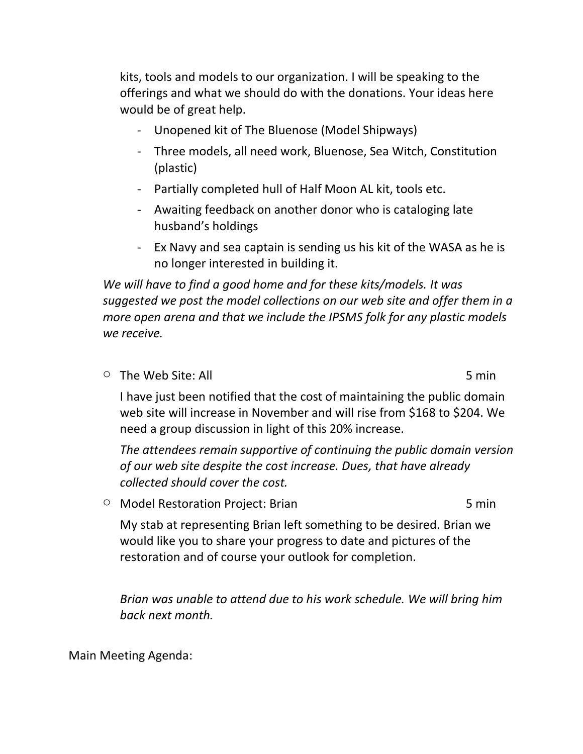kits, tools and models to our organization. I will be speaking to the offerings and what we should do with the donations. Your ideas here would be of great help.

- Unopened kit of The Bluenose (Model Shipways)
- Three models, all need work, Bluenose, Sea Witch, Constitution (plastic)
- Partially completed hull of Half Moon AL kit, tools etc.
- Awaiting feedback on another donor who is cataloging late husband's holdings
- Ex Navy and sea captain is sending us his kit of the WASA as he is no longer interested in building it.

*We will have to find a good home and for these kits/models. It was suggested we post the model collections on our web site and offer them in a more open arena and that we include the IPSMS folk for any plastic models we receive.*

- The Web Site: All — 5 min

  I have just been notified that the cost of maintaining the public domain web site will increase in November and will rise from $168 to $204. We need a group discussion in light of this 20% increase.

  *The attendees remain supportive of continuing the public domain version of our web site despite the cost increase. Dues, that have already collected should cover the cost.*

- Model Restoration Project: Brian — 5 min

  My stab at representing Brian left something to be desired. Brian we would like you to share your progress to date and pictures of the restoration and of course your outlook for completion.

  *Brian was unable to attend due to his work schedule. We will bring him back next month.*

Main Meeting Agenda: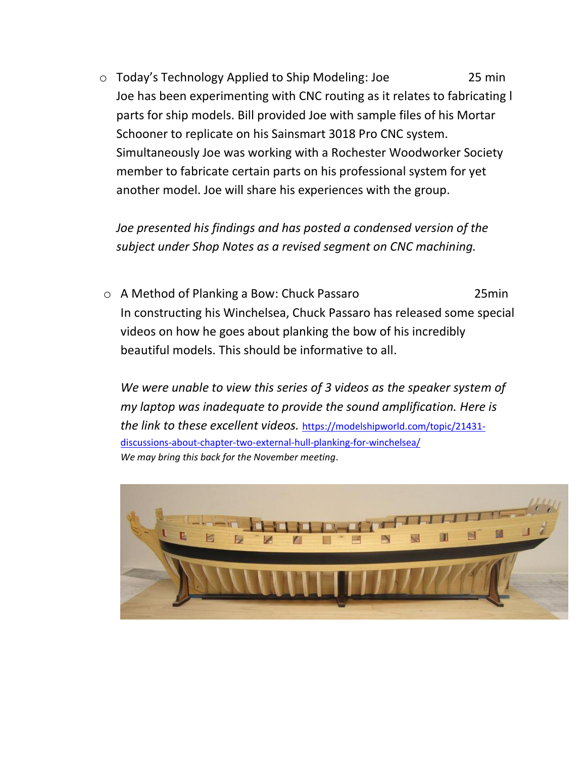- Today's Technology Applied to Ship Modeling: Joe 25 min
  Joe has been experimenting with CNC routing as it relates to fabricating l parts for ship models. Bill provided Joe with sample files of his Mortar Schooner to replicate on his Sainsmart 3018 Pro CNC system. Simultaneously Joe was working with a Rochester Woodworker Society member to fabricate certain parts on his professional system for yet another model. Joe will share his experiences with the group.

  *Joe presented his findings and has posted a condensed version of the subject under Shop Notes as a revised segment on CNC machining.*

- A Method of Planking a Bow: Chuck Passaro 25min
  In constructing his Winchelsea, Chuck Passaro has released some special videos on how he goes about planking the bow of his incredibly beautiful models. This should be informative to all.

  *We were unable to view this series of 3 videos as the speaker system of my laptop was inadequate to provide the sound amplification. Here is the link to these excellent videos.* https://modelshipworld.com/topic/21431-discussions-about-chapter-two-external-hull-planking-for-winchelsea/
  *We may bring this back for the November meeting.*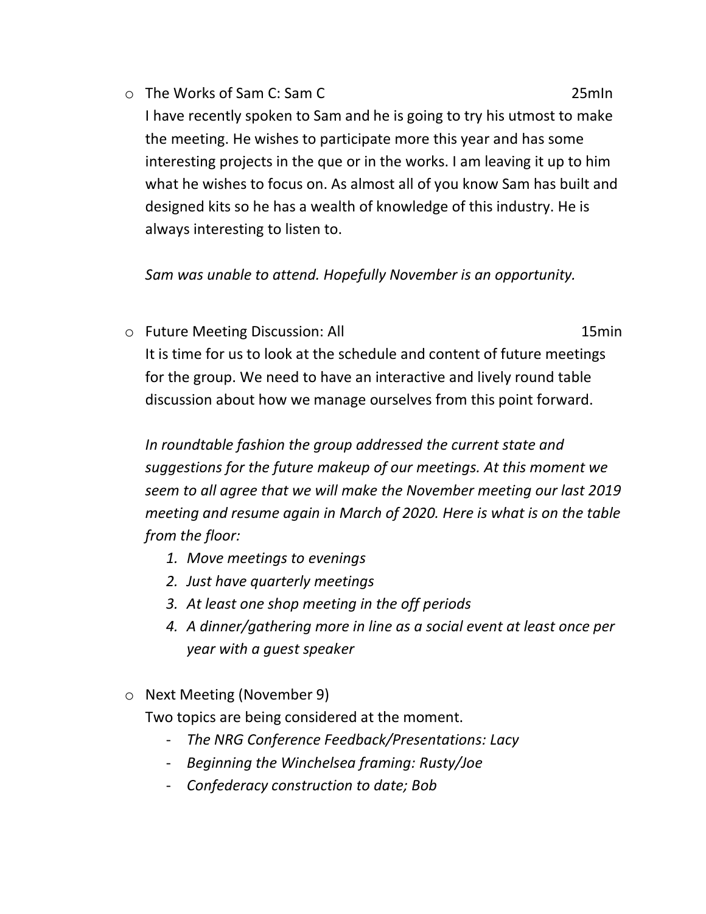- The Works of Sam C: Sam C 25mIn

  I have recently spoken to Sam and he is going to try his utmost to make the meeting. He wishes to participate more this year and has some interesting projects in the que or in the works. I am leaving it up to him what he wishes to focus on. As almost all of you know Sam has built and designed kits so he has a wealth of knowledge of this industry. He is always interesting to listen to.

  *Sam was unable to attend. Hopefully November is an opportunity.*

- Future Meeting Discussion: All 15min

  It is time for us to look at the schedule and content of future meetings for the group. We need to have an interactive and lively round table discussion about how we manage ourselves from this point forward.

  *In roundtable fashion the group addressed the current state and suggestions for the future makeup of our meetings. At this moment we seem to all agree that we will make the November meeting our last 2019 meeting and resume again in March of 2020. Here is what is on the table from the floor:*

  1. *Move meetings to evenings*
  2. *Just have quarterly meetings*
  3. *At least one shop meeting in the off periods*
  4. *A dinner/gathering more in line as a social event at least once per year with a guest speaker*

- Next Meeting (November 9)

  Two topics are being considered at the moment.

  - *The NRG Conference Feedback/Presentations: Lacy*
  - *Beginning the Winchelsea framing: Rusty/Joe*
  - *Confederacy construction to date; Bob*